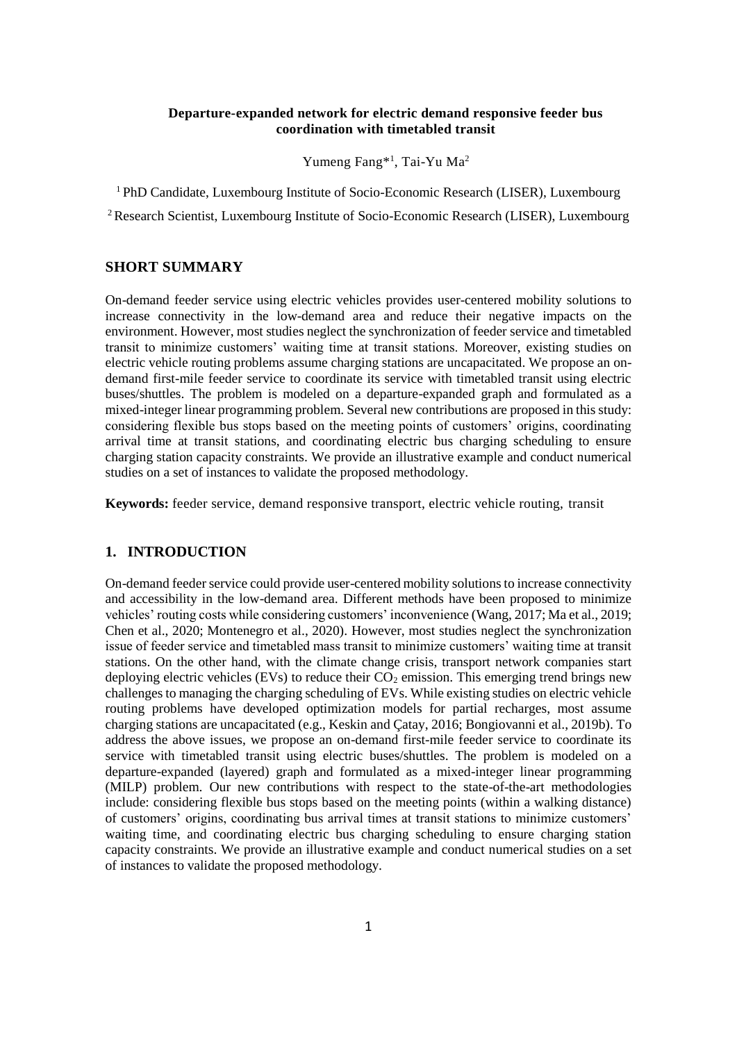**Departure-expanded network for electric demand responsive feeder bus coordination with timetabled transit**

Yumeng Fang*[1], Tai-Yu Ma[2]

[1] PhD Candidate, Luxembourg Institute of Socio-Economic Research (LISER), Luxembourg

[2] Research Scientist, Luxembourg Institute of Socio-Economic Research (LISER), Luxembourg

## SHORT SUMMARY

On-demand feeder service using electric vehicles provides user-centered mobility solutions to increase connectivity in the low-demand area and reduce their negative impacts on the environment. However, most studies neglect the synchronization of feeder service and timetabled transit to minimize customers' waiting time at transit stations. Moreover, existing studies on electric vehicle routing problems assume charging stations are uncapacitated. We propose an on-demand first-mile feeder service to coordinate its service with timetabled transit using electric buses/shuttles. The problem is modeled on a departure-expanded graph and formulated as a mixed-integer linear programming problem. Several new contributions are proposed in this study: considering flexible bus stops based on the meeting points of customers' origins, coordinating arrival time at transit stations, and coordinating electric bus charging scheduling to ensure charging station capacity constraints. We provide an illustrative example and conduct numerical studies on a set of instances to validate the proposed methodology.

**Keywords:** feeder service, demand responsive transport, electric vehicle routing, transit

## 1. INTRODUCTION

On-demand feeder service could provide user-centered mobility solutions to increase connectivity and accessibility in the low-demand area. Different methods have been proposed to minimize vehicles' routing costs while considering customers' inconvenience (Wang, 2017; Ma et al., 2019; Chen et al., 2020; Montenegro et al., 2020). However, most studies neglect the synchronization issue of feeder service and timetabled mass transit to minimize customers' waiting time at transit stations. On the other hand, with the climate change crisis, transport network companies start deploying electric vehicles (EVs) to reduce their $CO_2$ emission. This emerging trend brings new challenges to managing the charging scheduling of EVs. While existing studies on electric vehicle routing problems have developed optimization models for partial recharges, most assume charging stations are uncapacitated (e.g., Keskin and Çatay, 2016; Bongiovanni et al., 2019b). To address the above issues, we propose an on-demand first-mile feeder service to coordinate its service with timetabled transit using electric buses/shuttles. The problem is modeled on a departure-expanded (layered) graph and formulated as a mixed-integer linear programming (MILP) problem. Our new contributions with respect to the state-of-the-art methodologies include: considering flexible bus stops based on the meeting points (within a walking distance) of customers' origins, coordinating bus arrival times at transit stations to minimize customers' waiting time, and coordinating electric bus charging scheduling to ensure charging station capacity constraints. We provide an illustrative example and conduct numerical studies on a set of instances to validate the proposed methodology.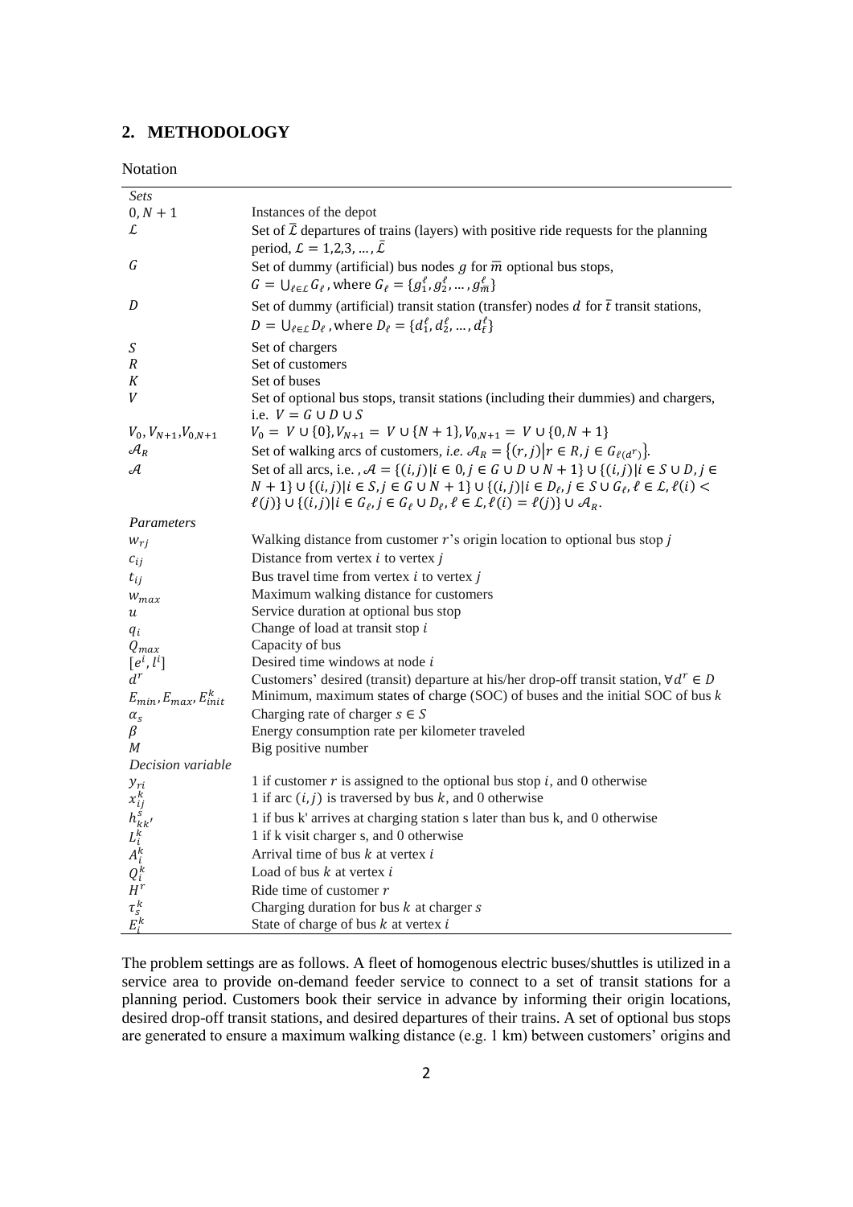## 2. METHODOLOGY

Notation

| | |
|---|---|
| *Sets* | |
| $0, N+1$ | Instances of the depot |
| $\mathcal{L}$ | Set of $\bar{\mathcal{L}}$ departures of trains (layers) with positive ride requests for the planning period, $\mathcal{L} = 1,2,3, \ldots, \bar{\mathcal{L}}$ |
| $G$ | Set of dummy (artificial) bus nodes $g$ for $\bar{m}$ optional bus stops, $G = \bigcup_{\ell \in \mathcal{L}} G_\ell$, where $G_\ell = \{g_1^\ell, g_2^\ell, \ldots, g_{\bar{m}}^\ell\}$ |
| $D$ | Set of dummy (artificial) transit station (transfer) nodes $d$ for $\bar{t}$ transit stations, $D = \bigcup_{\ell \in \mathcal{L}} D_\ell$, where $D_\ell = \{d_1^\ell, d_2^\ell, \ldots, d_{\bar{t}}^\ell\}$ |
| $S$ | Set of chargers |
| $R$ | Set of customers |
| $K$ | Set of buses |
| $V$ | Set of optional bus stops, transit stations (including their dummies) and chargers, i.e. $V = G \cup D \cup S$ |
| $V_0, V_{N+1}, V_{0,N+1}$ | $V_0 = V \cup \{0\}, V_{N+1} = V \cup \{N+1\}, V_{0,N+1} = V \cup \{0, N+1\}$ |
| $\mathcal{A}_R$ | Set of walking arcs of customers, *i.e.* $\mathcal{A}_R = \{(r,j) \mid r \in R, j \in G_{\ell(d^r)}\}$. |
| $\mathcal{A}$ | Set of all arcs, i.e. , $\mathcal{A} = \{(i,j) \mid i \in 0, j \in G \cup D \cup N+1\} \cup \{(i,j) \mid i \in S \cup D, j \in N+1\} \cup \{(i,j) \mid i \in S, j \in G \cup N+1\} \cup \{(i,j) \mid i \in D_\ell, j \in S \cup G_\ell, \ell \in \mathcal{L}, \ell(i) < \ell(j)\} \cup \{(i,j) \mid i \in G_\ell, j \in G_\ell \cup D_\ell, \ell \in \mathcal{L}, \ell(i) = \ell(j)\} \cup \mathcal{A}_R$. |
| *Parameters* | |
| $w_{rj}$ | Walking distance from customer $r$'s origin location to optional bus stop $j$ |
| $c_{ij}$ | Distance from vertex $i$ to vertex $j$ |
| $t_{ij}$ | Bus travel time from vertex $i$ to vertex $j$ |
| $w_{max}$ | Maximum walking distance for customers |
| $u$ | Service duration at optional bus stop |
| $q_i$ | Change of load at transit stop $i$ |
| $Q_{max}$ | Capacity of bus |
| $[e^i, l^i]$ | Desired time windows at node $i$ |
| $d^r$ | Customers' desired (transit) departure at his/her drop-off transit station, $\forall d^r \in D$ |
| $E_{min}, E_{max}, E_{init}^k$ | Minimum, maximum states of charge (SOC) of buses and the initial SOC of bus $k$ |
| $\alpha_s$ | Charging rate of charger $s \in S$ |
| $\beta$ | Energy consumption rate per kilometer traveled |
| $M$ | Big positive number |
| *Decision variable* | |
| $y_{ri}$ | 1 if customer $r$ is assigned to the optional bus stop $i$, and 0 otherwise |
| $x_{ij}^k$ | 1 if arc $(i,j)$ is traversed by bus $k$, and 0 otherwise |
| $h_{kk'}^s$ | 1 if bus k' arrives at charging station s later than bus k, and 0 otherwise |
| $L_i^k$ | 1 if k visit charger s, and 0 otherwise |
| $A_i^k$ | Arrival time of bus $k$ at vertex $i$ |
| $Q_i^k$ | Load of bus $k$ at vertex $i$ |
| $H^r$ | Ride time of customer $r$ |
| $\tau_s^k$ | Charging duration for bus $k$ at charger $s$ |
| $E_i^k$ | State of charge of bus $k$ at vertex $i$ |

The problem settings are as follows. A fleet of homogenous electric buses/shuttles is utilized in a service area to provide on-demand feeder service to connect to a set of transit stations for a planning period. Customers book their service in advance by informing their origin locations, desired drop-off transit stations, and desired departures of their trains. A set of optional bus stops are generated to ensure a maximum walking distance (e.g. 1 km) between customers' origins and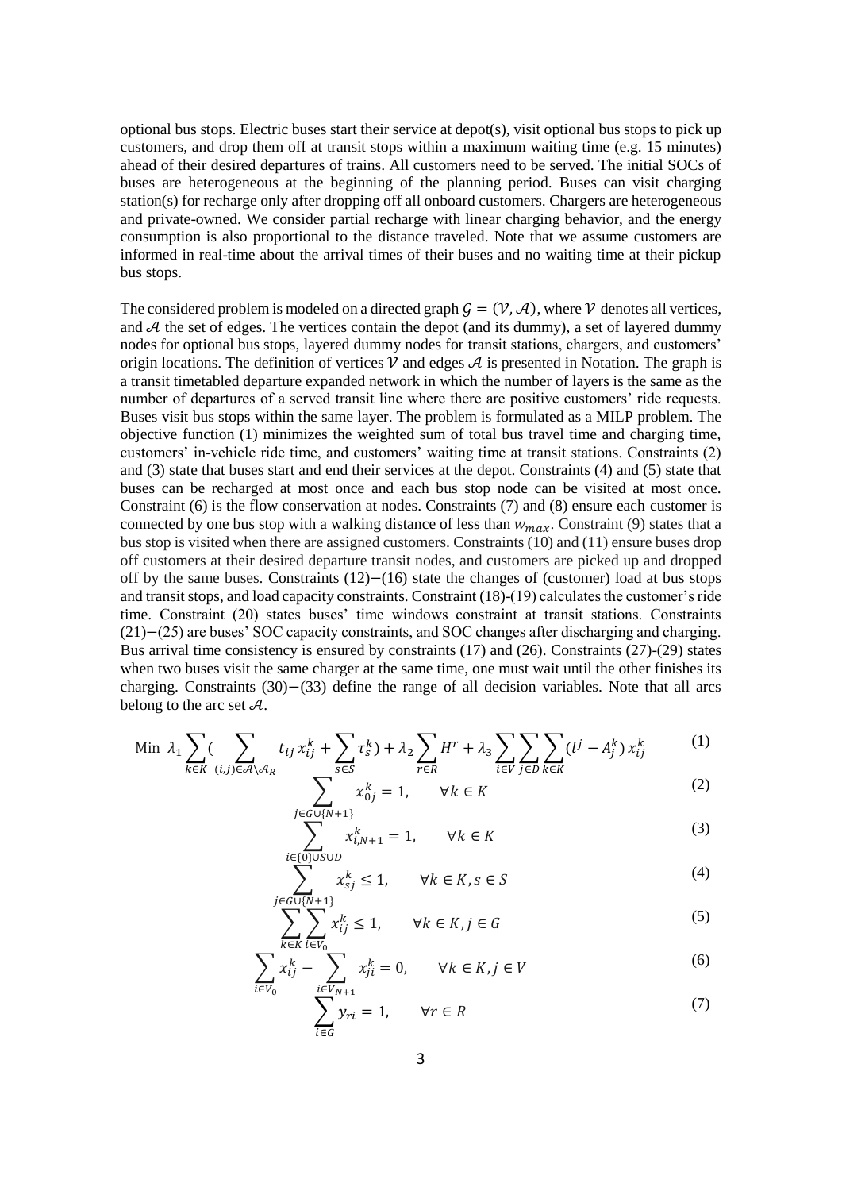optional bus stops. Electric buses start their service at depot(s), visit optional bus stops to pick up customers, and drop them off at transit stops within a maximum waiting time (e.g. 15 minutes) ahead of their desired departures of trains. All customers need to be served. The initial SOCs of buses are heterogeneous at the beginning of the planning period. Buses can visit charging station(s) for recharge only after dropping off all onboard customers. Chargers are heterogeneous and private-owned. We consider partial recharge with linear charging behavior, and the energy consumption is also proportional to the distance traveled. Note that we assume customers are informed in real-time about the arrival times of their buses and no waiting time at their pickup bus stops.

The considered problem is modeled on a directed graph $\mathcal{G} = (\mathcal{V}, \mathcal{A})$, where $\mathcal{V}$ denotes all vertices, and $\mathcal{A}$ the set of edges. The vertices contain the depot (and its dummy), a set of layered dummy nodes for optional bus stops, layered dummy nodes for transit stations, chargers, and customers' origin locations. The definition of vertices $\mathcal{V}$ and edges $\mathcal{A}$ is presented in Notation. The graph is a transit timetabled departure expanded network in which the number of layers is the same as the number of departures of a served transit line where there are positive customers' ride requests. Buses visit bus stops within the same layer. The problem is formulated as a MILP problem. The objective function (1) minimizes the weighted sum of total bus travel time and charging time, customers' in-vehicle ride time, and customers' waiting time at transit stations. Constraints (2) and (3) state that buses start and end their services at the depot. Constraints (4) and (5) state that buses can be recharged at most once and each bus stop node can be visited at most once. Constraint (6) is the flow conservation at nodes. Constraints (7) and (8) ensure each customer is connected by one bus stop with a walking distance of less than $w_{max}$. Constraint (9) states that a bus stop is visited when there are assigned customers. Constraints (10) and (11) ensure buses drop off customers at their desired departure transit nodes, and customers are picked up and dropped off by the same buses. Constraints (12)−(16) state the changes of (customer) load at bus stops and transit stops, and load capacity constraints. Constraint (18)-(19) calculates the customer's ride time. Constraint (20) states buses' time windows constraint at transit stations. Constraints (21)−(25) are buses' SOC capacity constraints, and SOC changes after discharging and charging. Bus arrival time consistency is ensured by constraints (17) and (26). Constraints (27)-(29) states when two buses visit the same charger at the same time, one must wait until the other finishes its charging. Constraints (30)−(33) define the range of all decision variables. Note that all arcs belong to the arc set $\mathcal{A}$.

$$\text{Min } \lambda_1 \sum_{k \in K} \Big( \sum_{(i,j) \in \mathcal{A} \setminus \mathcal{A}_R} t_{ij} x_{ij}^k + \sum_{s \in S} \tau_s^k \Big) + \lambda_2 \sum_{r \in R} H^r + \lambda_3 \sum_{i \in V} \sum_{j \in D} \sum_{k \in K} (l^j - A_j^k) x_{ij}^k \tag{1}$$

$$\sum_{j \in G \cup \{N+1\}} x_{0j}^k = 1, \qquad \forall k \in K \tag{2}$$

$$\sum_{i \in \{0\} \cup S \cup D} x_{i,N+1}^k = 1, \qquad \forall k \in K \tag{3}$$

$$\sum_{j \in G \cup \{N+1\}} x_{sj}^k \leq 1, \qquad \forall k \in K, s \in S \tag{4}$$

$$\sum_{k \in K} \sum_{i \in V_0} x_{ij}^k \leq 1, \qquad \forall k \in K, j \in G \tag{5}$$

$$\sum_{i \in V_0} x_{ij}^k - \sum_{i \in V_{N+1}} x_{ji}^k = 0, \qquad \forall k \in K, j \in V \tag{6}$$

$$\sum_{i \in G} y_{ri} = 1, \qquad \forall r \in R \tag{7}$$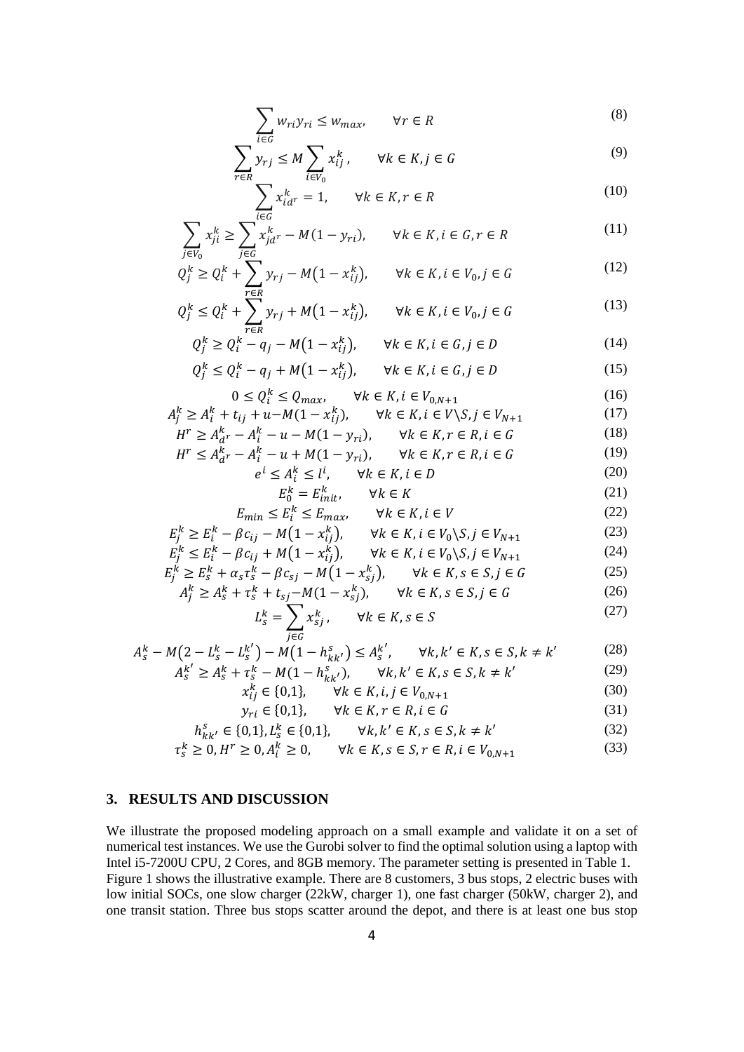$$\sum_{i \in G} w_{ri} y_{ri} \leq w_{max}, \qquad \forall r \in R \tag{8}$$

$$\sum_{r \in R} y_{rj} \leq M \sum_{i \in V_0} x_{ij}^k, \qquad \forall k \in K, j \in G \tag{9}$$

$$\sum_{i \in G} x_{id^r}^k = 1, \qquad \forall k \in K, r \in R \tag{10}$$

$$\sum_{j \in V_0} x_{ji}^k \geq \sum_{j \in G} x_{jd^r}^k - M(1 - y_{ri}), \qquad \forall k \in K, i \in G, r \in R \tag{11}$$

$$Q_j^k \geq Q_i^k + \sum_{r \in R} y_{rj} - M\big(1 - x_{ij}^k\big), \qquad \forall k \in K, i \in V_0, j \in G \tag{12}$$

$$Q_j^k \leq Q_i^k + \sum_{r \in R} y_{rj} + M\big(1 - x_{ij}^k\big), \qquad \forall k \in K, i \in V_0, j \in G \tag{13}$$

$$Q_j^k \geq Q_i^k - q_j - M\big(1 - x_{ij}^k\big), \qquad \forall k \in K, i \in G, j \in D \tag{14}$$

$$Q_j^k \leq Q_i^k - q_j + M\big(1 - x_{ij}^k\big), \qquad \forall k \in K, i \in G, j \in D \tag{15}$$

$$0 \leq Q_i^k \leq Q_{max}, \qquad \forall k \in K, i \in V_{0,N+1} \tag{16}$$

$$A_j^k \geq A_i^k + t_{ij} + u - M(1 - x_{ij}^k), \qquad \forall k \in K, i \in V \backslash S, j \in V_{N+1} \tag{17}$$

$$H^r \geq A_{d^r}^k - A_i^k - u - M(1 - y_{ri}), \qquad \forall k \in K, r \in R, i \in G \tag{18}$$

$$H^r \leq A_{d^r}^k - A_i^k - u + M(1 - y_{ri}), \qquad \forall k \in K, r \in R, i \in G \tag{19}$$

$$e^i \leq A_i^k \leq l^i, \qquad \forall k \in K, i \in D \tag{20}$$

$$E_0^k = E_{init}^k, \qquad \forall k \in K \tag{21}$$

$$E_{min} \leq E_i^k \leq E_{max}, \qquad \forall k \in K, i \in V \tag{22}$$

$$E_j^k \geq E_i^k - \beta c_{ij} - M\big(1 - x_{ij}^k\big), \qquad \forall k \in K, i \in V_0 \backslash S, j \in V_{N+1} \tag{23}$$

$$E_j^k \leq E_i^k - \beta c_{ij} + M\big(1 - x_{ij}^k\big), \qquad \forall k \in K, i \in V_0 \backslash S, j \in V_{N+1} \tag{24}$$

$$E_j^k \geq E_s^k + \alpha_s \tau_s^k - \beta c_{sj} - M\big(1 - x_{sj}^k\big), \qquad \forall k \in K, s \in S, j \in G \tag{25}$$

$$A_j^k \geq A_s^k + \tau_s^k + t_{sj} - M(1 - x_{sj}^k), \qquad \forall k \in K, s \in S, j \in G \tag{26}$$

$$L_s^k = \sum_{j \in G} x_{sj}^k, \qquad \forall k \in K, s \in S \tag{27}$$

$$A_s^k - M\big(2 - L_s^k - L_s^{k'}\big) - M\big(1 - h_{kk'}^s\big) \leq A_s^{k'}, \qquad \forall k, k' \in K, s \in S, k \neq k' \tag{28}$$

$$A_s^{k'} \geq A_s^k + \tau_s^k - M(1 - h_{kk'}^s), \qquad \forall k, k' \in K, s \in S, k \neq k' \tag{29}$$

$$x_{ij}^k \in \{0,1\}, \qquad \forall k \in K, i, j \in V_{0,N+1} \tag{30}$$

$$y_{ri} \in \{0,1\}, \qquad \forall k \in K, r \in R, i \in G \tag{31}$$

$$h_{kk'}^s \in \{0,1\}, L_s^k \in \{0,1\}, \qquad \forall k, k' \in K, s \in S, k \neq k' \tag{32}$$

$$\tau_s^k \geq 0, H^r \geq 0, A_i^k \geq 0, \qquad \forall k \in K, s \in S, r \in R, i \in V_{0,N+1} \tag{33}$$

## 3. RESULTS AND DISCUSSION

We illustrate the proposed modeling approach on a small example and validate it on a set of numerical test instances. We use the Gurobi solver to find the optimal solution using a laptop with Intel i5-7200U CPU, 2 Cores, and 8GB memory. The parameter setting is presented in Table 1. Figure 1 shows the illustrative example. There are 8 customers, 3 bus stops, 2 electric buses with low initial SOCs, one slow charger (22kW, charger 1), one fast charger (50kW, charger 2), and one transit station. Three bus stops scatter around the depot, and there is at least one bus stop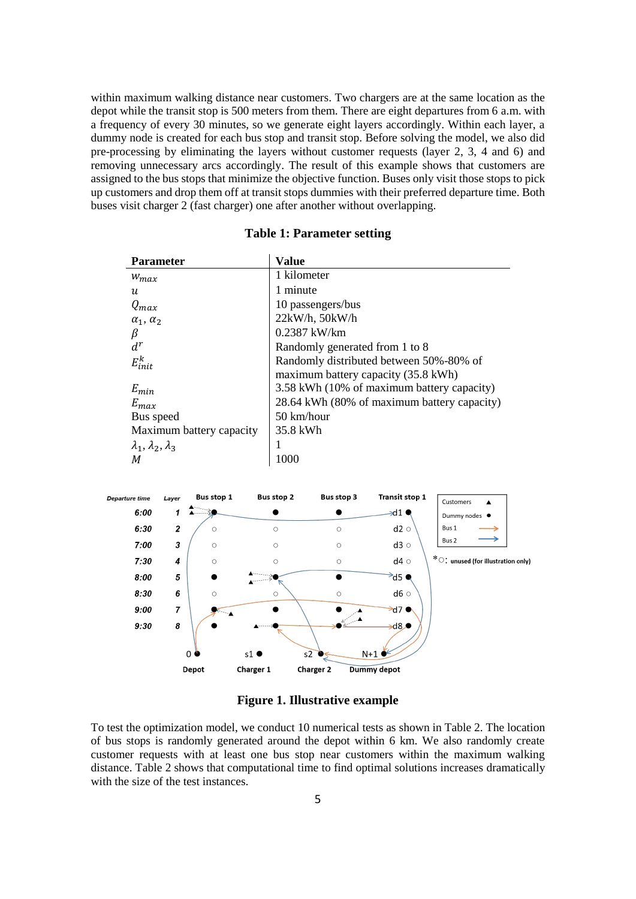within maximum walking distance near customers. Two chargers are at the same location as the depot while the transit stop is 500 meters from them. There are eight departures from 6 a.m. with a frequency of every 30 minutes, so we generate eight layers accordingly. Within each layer, a dummy node is created for each bus stop and transit stop. Before solving the model, we also did pre-processing by eliminating the layers without customer requests (layer 2, 3, 4 and 6) and removing unnecessary arcs accordingly. The result of this example shows that customers are assigned to the bus stops that minimize the objective function. Buses only visit those stops to pick up customers and drop them off at transit stops dummies with their preferred departure time. Both buses visit charger 2 (fast charger) one after another without overlapping.

**Table 1: Parameter setting**

| Parameter | Value |
|---|---|
| $w_{max}$ | 1 kilometer |
| $u$ | 1 minute |
| $Q_{max}$ | 10 passengers/bus |
| $\alpha_1, \alpha_2$ | 22kW/h, 50kW/h |
| $\beta$ | 0.2387 kW/km |
| $d^r$ | Randomly generated from 1 to 8 |
| $E_{init}^k$ | Randomly distributed between 50%-80% of maximum battery capacity (35.8 kWh) |
| $E_{min}$ | 3.58 kWh (10% of maximum battery capacity) |
| $E_{max}$ | 28.64 kWh (80% of maximum battery capacity) |
| Bus speed | 50 km/hour |
| Maximum battery capacity | 35.8 kWh |
| $\lambda_1, \lambda_2, \lambda_3$ | 1 |
| $M$ | 1000 |

**Figure 1. Illustrative example**

To test the optimization model, we conduct 10 numerical tests as shown in Table 2. The location of bus stops is randomly generated around the depot within 6 km. We also randomly create customer requests with at least one bus stop near customers within the maximum walking distance. Table 2 shows that computational time to find optimal solutions increases dramatically with the size of the test instances.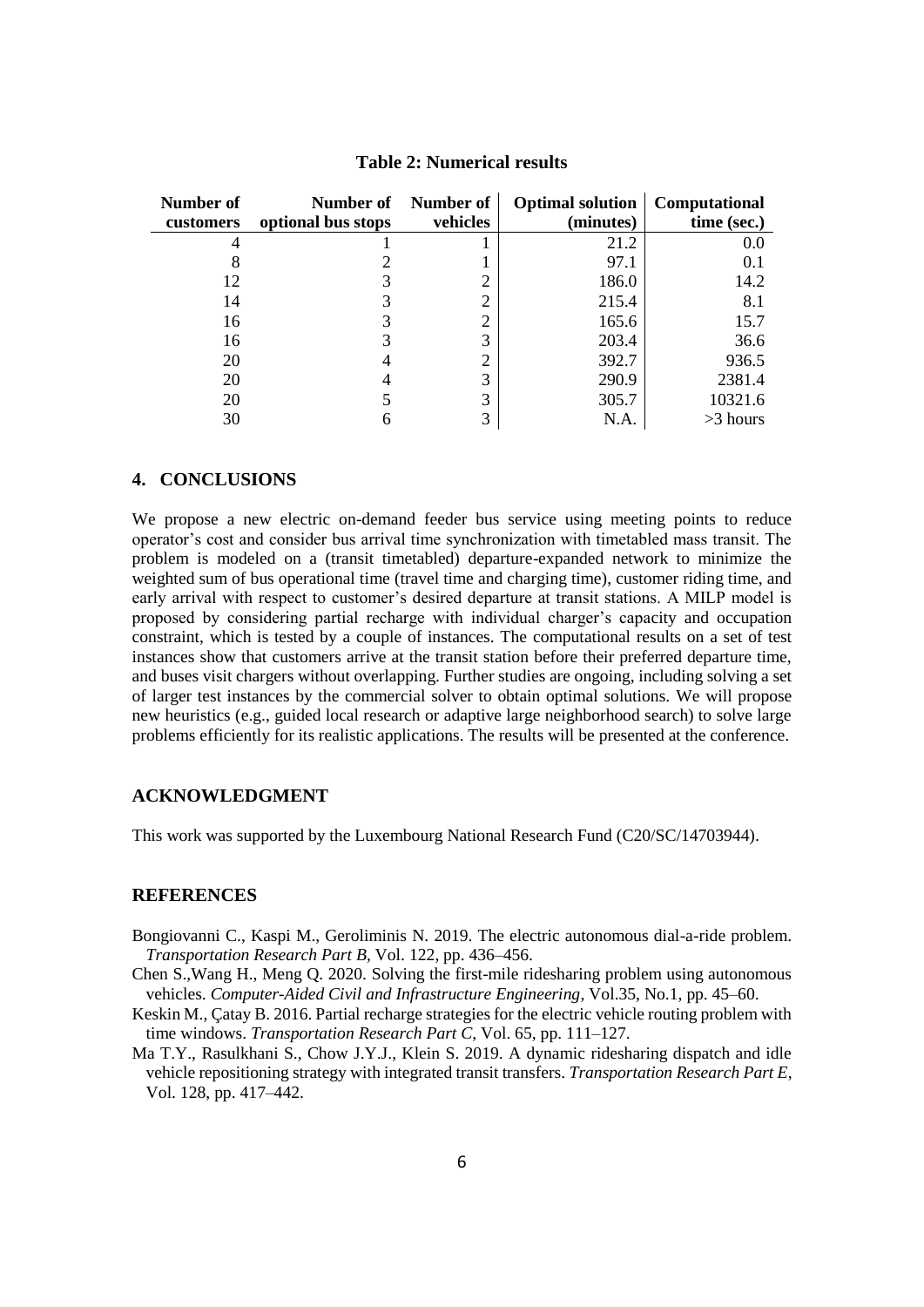**Table 2: Numerical results**

| Number of customers | Number of optional bus stops | Number of vehicles | Optimal solution (minutes) | Computational time (sec.) |
|---|---|---|---|---|
| 4 | 1 | 1 | 21.2 | 0.0 |
| 8 | 2 | 1 | 97.1 | 0.1 |
| 12 | 3 | 2 | 186.0 | 14.2 |
| 14 | 3 | 2 | 215.4 | 8.1 |
| 16 | 3 | 2 | 165.6 | 15.7 |
| 16 | 3 | 3 | 203.4 | 36.6 |
| 20 | 4 | 2 | 392.7 | 936.5 |
| 20 | 4 | 3 | 290.9 | 2381.4 |
| 20 | 5 | 3 | 305.7 | 10321.6 |
| 30 | 6 | 3 | N.A. | >3 hours |

## 4. CONCLUSIONS

We propose a new electric on-demand feeder bus service using meeting points to reduce operator's cost and consider bus arrival time synchronization with timetabled mass transit. The problem is modeled on a (transit timetabled) departure-expanded network to minimize the weighted sum of bus operational time (travel time and charging time), customer riding time, and early arrival with respect to customer's desired departure at transit stations. A MILP model is proposed by considering partial recharge with individual charger's capacity and occupation constraint, which is tested by a couple of instances. The computational results on a set of test instances show that customers arrive at the transit station before their preferred departure time, and buses visit chargers without overlapping. Further studies are ongoing, including solving a set of larger test instances by the commercial solver to obtain optimal solutions. We will propose new heuristics (e.g., guided local research or adaptive large neighborhood search) to solve large problems efficiently for its realistic applications. The results will be presented at the conference.

## ACKNOWLEDGMENT

This work was supported by the Luxembourg National Research Fund (C20/SC/14703944).

## REFERENCES

Bongiovanni C., Kaspi M., Geroliminis N. 2019. The electric autonomous dial-a-ride problem. *Transportation Research Part B,* Vol. 122, pp. 436–456.

Chen S.,Wang H., Meng Q. 2020. Solving the first-mile ridesharing problem using autonomous vehicles. *Computer-Aided Civil and Infrastructure Engineering*, Vol.35, No.1, pp. 45–60.

Keskin M., Çatay B. 2016. Partial recharge strategies for the electric vehicle routing problem with time windows. *Transportation Research Part C,* Vol. 65, pp. 111–127.

Ma T.Y., Rasulkhani S., Chow J.Y.J., Klein S. 2019. A dynamic ridesharing dispatch and idle vehicle repositioning strategy with integrated transit transfers. *Transportation Research Part E*, Vol. 128, pp. 417–442.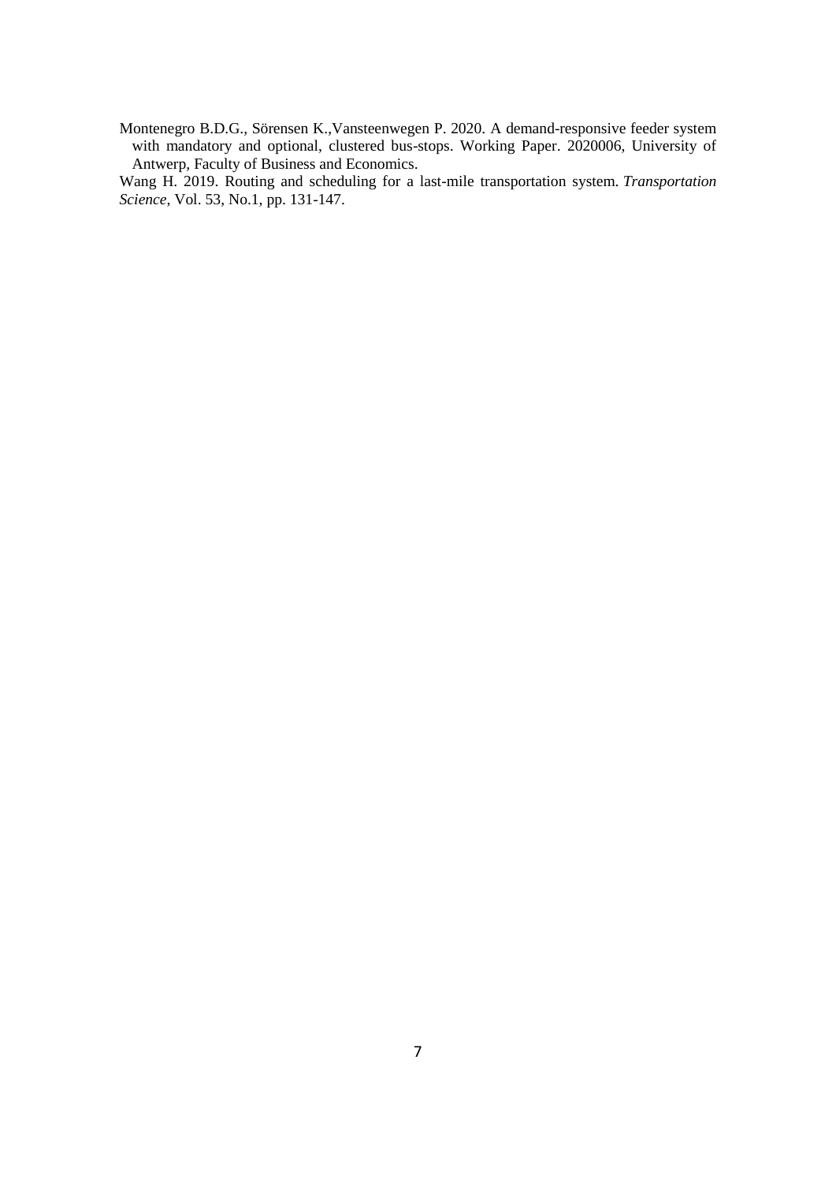Montenegro B.D.G., Sörensen K.,Vansteenwegen P. 2020. A demand-responsive feeder system with mandatory and optional, clustered bus-stops. Working Paper. 2020006, University of Antwerp, Faculty of Business and Economics.

Wang H. 2019. Routing and scheduling for a last-mile transportation system. *Transportation Science*, Vol. 53, No.1, pp. 131-147.